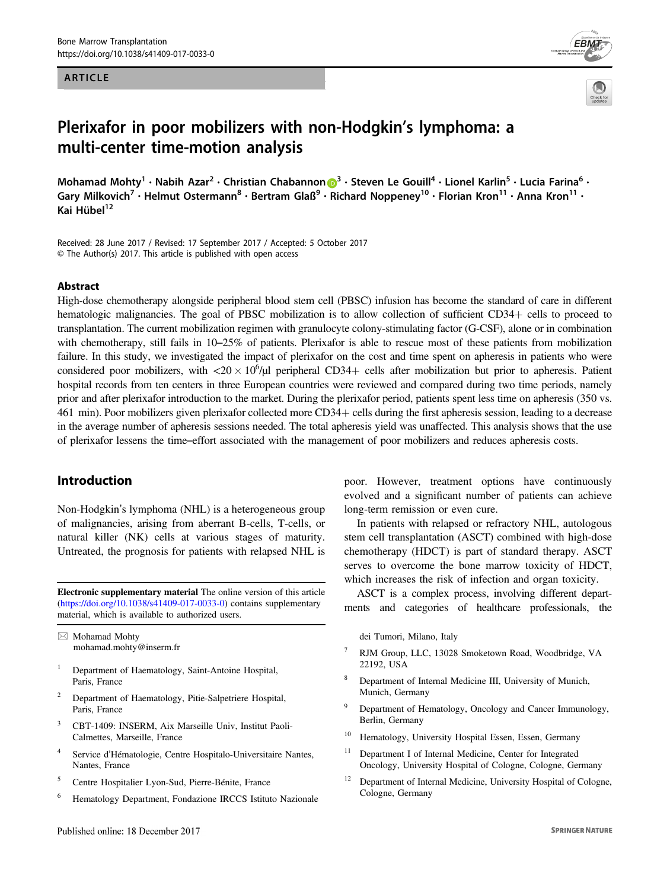ARTICLE

# Plerixafor in poor mobilizers with non-Hodgkin's lymphoma: a multi-center time-motion analysis

Mohamad Mohty[1] · Nabih Azar[2] · Christian Chabannon[3] · Steven Le Gouill[4] · Lionel Karlin[5] · Lucia Farina[6] · Gary Milkovich[7] · Helmut Ostermann[8] · Bertram Glaß[9] · Richard Noppeney[10] · Florian Kron[11] · Anna Kron[11] · Kai Hübel[12]

Received: 28 June 2017 / Revised: 17 September 2017 / Accepted: 5 October 2017
© The Author(s) 2017. This article is published with open access

## Abstract

High-dose chemotherapy alongside peripheral blood stem cell (PBSC) infusion has become the standard of care in different hematologic malignancies. The goal of PBSC mobilization is to allow collection of sufficient CD34+ cells to proceed to transplantation. The current mobilization regimen with granulocyte colony-stimulating factor (G-CSF), alone or in combination with chemotherapy, still fails in 10–25% of patients. Plerixafor is able to rescue most of these patients from mobilization failure. In this study, we investigated the impact of plerixafor on the cost and time spent on apheresis in patients who were considered poor mobilizers, with $<20 \times 10^6$/µl peripheral CD34+ cells after mobilization but prior to apheresis. Patient hospital records from ten centers in three European countries were reviewed and compared during two time periods, namely prior and after plerixafor introduction to the market. During the plerixafor period, patients spent less time on apheresis (350 vs. 461 min). Poor mobilizers given plerixafor collected more CD34+ cells during the first apheresis session, leading to a decrease in the average number of apheresis sessions needed. The total apheresis yield was unaffected. This analysis shows that the use of plerixafor lessens the time–effort associated with the management of poor mobilizers and reduces apheresis costs.

## Introduction

Non-Hodgkin's lymphoma (NHL) is a heterogeneous group of malignancies, arising from aberrant B-cells, T-cells, or natural killer (NK) cells at various stages of maturity. Untreated, the prognosis for patients with relapsed NHL is poor. However, treatment options have continuously evolved and a significant number of patients can achieve long-term remission or even cure.

In patients with relapsed or refractory NHL, autologous stem cell transplantation (ASCT) combined with high-dose chemotherapy (HDCT) is part of standard therapy. ASCT serves to overcome the bone marrow toxicity of HDCT, which increases the risk of infection and organ toxicity.

ASCT is a complex process, involving different departments and categories of healthcare professionals, the

---

**Electronic supplementary material** The online version of this article (https://doi.org/10.1038/s41409-017-0033-0) contains supplementary material, which is available to authorized users.

✉ Mohamad Mohty
mohamad.mohty@inserm.fr

1. Department of Haematology, Saint-Antoine Hospital, Paris, France
2. Department of Haematology, Pitie-Salpetriere Hospital, Paris, France
3. CBT-1409: INSERM, Aix Marseille Univ, Institut Paoli-Calmettes, Marseille, France
4. Service d'Hématologie, Centre Hospitalo-Universitaire Nantes, Nantes, France
5. Centre Hospitalier Lyon-Sud, Pierre-Bénite, France
6. Hematology Department, Fondazione IRCCS Istituto Nazionale dei Tumori, Milano, Italy
7. RJM Group, LLC, 13028 Smoketown Road, Woodbridge, VA 22192, USA
8. Department of Internal Medicine III, University of Munich, Munich, Germany
9. Department of Hematology, Oncology and Cancer Immunology, Berlin, Germany
10. Hematology, University Hospital Essen, Essen, Germany
11. Department I of Internal Medicine, Center for Integrated Oncology, University Hospital of Cologne, Cologne, Germany
12. Department of Internal Medicine, University Hospital of Cologne, Cologne, Germany

Published online: 18 December 2017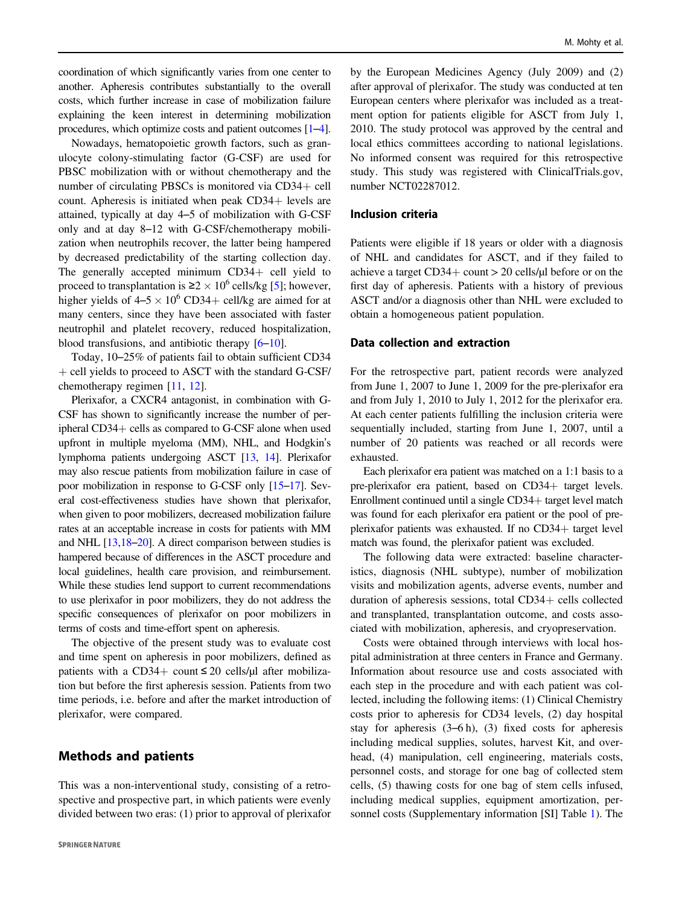coordination of which significantly varies from one center to another. Apheresis contributes substantially to the overall costs, which further increase in case of mobilization failure explaining the keen interest in determining mobilization procedures, which optimize costs and patient outcomes [1–4].

Nowadays, hematopoietic growth factors, such as granulocyte colony-stimulating factor (G-CSF) are used for PBSC mobilization with or without chemotherapy and the number of circulating PBSCs is monitored via CD34+ cell count. Apheresis is initiated when peak CD34+ levels are attained, typically at day 4–5 of mobilization with G-CSF only and at day 8–12 with G-CSF/chemotherapy mobilization when neutrophils recover, the latter being hampered by decreased predictability of the starting collection day. The generally accepted minimum CD34+ cell yield to proceed to transplantation is $\geq 2 \times 10^6$ cells/kg [5]; however, higher yields of $4–5 \times 10^6$ CD34+ cell/kg are aimed for at many centers, since they have been associated with faster neutrophil and platelet recovery, reduced hospitalization, blood transfusions, and antibiotic therapy [6–10].

Today, 10–25% of patients fail to obtain sufficient CD34+ cell yields to proceed to ASCT with the standard G-CSF/chemotherapy regimen [11, 12].

Plerixafor, a CXCR4 antagonist, in combination with G-CSF has shown to significantly increase the number of peripheral CD34+ cells as compared to G-CSF alone when used upfront in multiple myeloma (MM), NHL, and Hodgkin's lymphoma patients undergoing ASCT [13, 14]. Plerixafor may also rescue patients from mobilization failure in case of poor mobilization in response to G-CSF only [15–17]. Several cost-effectiveness studies have shown that plerixafor, when given to poor mobilizers, decreased mobilization failure rates at an acceptable increase in costs for patients with MM and NHL [13,18–20]. A direct comparison between studies is hampered because of differences in the ASCT procedure and local guidelines, health care provision, and reimbursement. While these studies lend support to current recommendations to use plerixafor in poor mobilizers, they do not address the specific consequences of plerixafor on poor mobilizers in terms of costs and time-effort spent on apheresis.

The objective of the present study was to evaluate cost and time spent on apheresis in poor mobilizers, defined as patients with a CD34+ count ≤ 20 cells/μl after mobilization but before the first apheresis session. Patients from two time periods, i.e. before and after the market introduction of plerixafor, were compared.

## Methods and patients

This was a non-interventional study, consisting of a retrospective and prospective part, in which patients were evenly divided between two eras: (1) prior to approval of plerixafor by the European Medicines Agency (July 2009) and (2) after approval of plerixafor. The study was conducted at ten European centers where plerixafor was included as a treatment option for patients eligible for ASCT from July 1, 2010. The study protocol was approved by the central and local ethics committees according to national legislations. No informed consent was required for this retrospective study. This study was registered with ClinicalTrials.gov, number NCT02287012.

### Inclusion criteria

Patients were eligible if 18 years or older with a diagnosis of NHL and candidates for ASCT, and if they failed to achieve a target CD34+ count > 20 cells/μl before or on the first day of apheresis. Patients with a history of previous ASCT and/or a diagnosis other than NHL were excluded to obtain a homogeneous patient population.

### Data collection and extraction

For the retrospective part, patient records were analyzed from June 1, 2007 to June 1, 2009 for the pre-plerixafor era and from July 1, 2010 to July 1, 2012 for the plerixafor era. At each center patients fulfilling the inclusion criteria were sequentially included, starting from June 1, 2007, until a number of 20 patients was reached or all records were exhausted.

Each plerixafor era patient was matched on a 1:1 basis to a pre-plerixafor era patient, based on CD34+ target levels. Enrollment continued until a single CD34+ target level match was found for each plerixafor era patient or the pool of pre-plerixafor patients was exhausted. If no CD34+ target level match was found, the plerixafor patient was excluded.

The following data were extracted: baseline characteristics, diagnosis (NHL subtype), number of mobilization visits and mobilization agents, adverse events, number and duration of apheresis sessions, total CD34+ cells collected and transplanted, transplantation outcome, and costs associated with mobilization, apheresis, and cryopreservation.

Costs were obtained through interviews with local hospital administration at three centers in France and Germany. Information about resource use and costs associated with each step in the procedure and with each patient was collected, including the following items: (1) Clinical Chemistry costs prior to apheresis for CD34 levels, (2) day hospital stay for apheresis (3–6 h), (3) fixed costs for apheresis including medical supplies, solutes, harvest Kit, and overhead, (4) manipulation, cell engineering, materials costs, personnel costs, and storage for one bag of collected stem cells, (5) thawing costs for one bag of stem cells infused, including medical supplies, equipment amortization, personnel costs (Supplementary information [SI] Table 1). The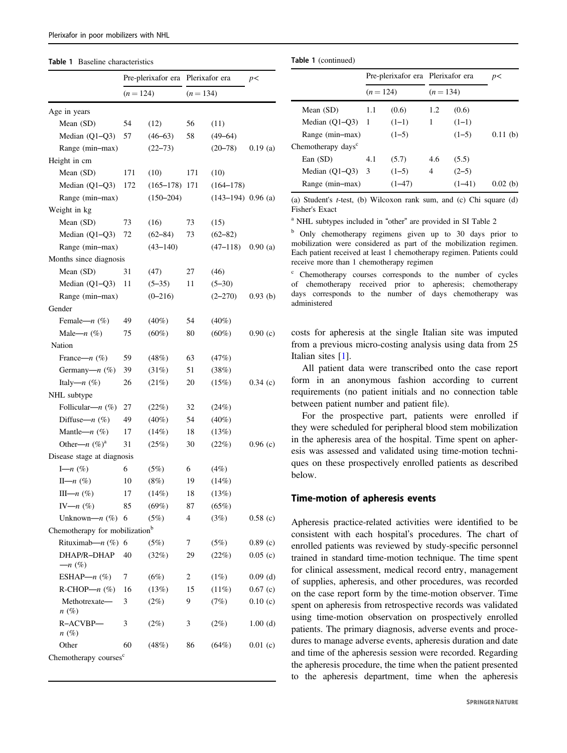**Table 1** Baseline characteristics

| | Pre-plerixafor era | | Plerixafor era | | p< |
|---|---|---|---|---|---|
| | (n = 124) | | (n = 134) | | |
| Age in years | | | | | |
| Mean (SD) | 54 | (12) | 56 | (11) | |
| Median (Q1–Q3) | 57 | (46–63) | 58 | (49–64) | |
| Range (min–max) | | (22–73) | | (20–78) | 0.19 (a) |
| Height in cm | | | | | |
| Mean (SD) | 171 | (10) | 171 | (10) | |
| Median (Q1–Q3) | 172 | (165–178) | 171 | (164–178) | |
| Range (min–max) | | (150–204) | | (143–194) | 0.96 (a) |
| Weight in kg | | | | | |
| Mean (SD) | 73 | (16) | 73 | (15) | |
| Median (Q1–Q3) | 72 | (62–84) | 73 | (62–82) | |
| Range (min–max) | | (43–140) | | (47–118) | 0.90 (a) |
| Months since diagnosis | | | | | |
| Mean (SD) | 31 | (47) | 27 | (46) | |
| Median (Q1–Q3) | 11 | (5–35) | 11 | (5–30) | |
| Range (min–max) | | (0–216) | | (2–270) | 0.93 (b) |
| Gender | | | | | |
| Female—n (%) | 49 | (40%) | 54 | (40%) | |
| Male—n (%) | 75 | (60%) | 80 | (60%) | 0.90 (c) |
| Nation | | | | | |
| France—n (%) | 59 | (48%) | 63 | (47%) | |
| Germany—n (%) | 39 | (31%) | 51 | (38%) | |
| Italy—n (%) | 26 | (21%) | 20 | (15%) | 0.34 (c) |
| NHL subtype | | | | | |
| Follicular—n (%) | 27 | (22%) | 32 | (24%) | |
| Diffuse—n (%) | 49 | (40%) | 54 | (40%) | |
| Mantle—n (%) | 17 | (14%) | 18 | (13%) | |
| Other—n (%)[a] | 31 | (25%) | 30 | (22%) | 0.96 (c) |
| Disease stage at diagnosis | | | | | |
| I—n (%) | 6 | (5%) | 6 | (4%) | |
| II—n (%) | 10 | (8%) | 19 | (14%) | |
| III—n (%) | 17 | (14%) | 18 | (13%) | |
| IV—n (%) | 85 | (69%) | 87 | (65%) | |
| Unknown—n (%) | 6 | (5%) | 4 | (3%) | 0.58 (c) |
| Chemotherapy for mobilization[b] | | | | | |
| Rituximab—n (%) | 6 | (5%) | 7 | (5%) | 0.89 (c) |
| DHAP/R–DHAP —n (%) | 40 | (32%) | 29 | (22%) | 0.05 (c) |
| ESHAP—n (%) | 7 | (6%) | 2 | (1%) | 0.09 (d) |
| R-CHOP—n (%) | 16 | (13%) | 15 | (11%) | 0.67 (c) |
| Methotrexate—n (%) | 3 | (2%) | 9 | (7%) | 0.10 (c) |
| R–ACVBP—n (%) | 3 | (2%) | 3 | (2%) | 1.00 (d) |
| Other | 60 | (48%) | 86 | (64%) | 0.01 (c) |
| Chemotherapy courses[c] | | | | | |
| Mean (SD) | 1.1 | (0.6) | 1.2 | (0.6) | |
| Median (Q1–Q3) | 1 | (1–1) | 1 | (1–1) | |
| Range (min–max) | | (1–5) | | (1–5) | 0.11 (b) |
| Chemotherapy days[c] | | | | | |
| Ean (SD) | 4.1 | (5.7) | 4.6 | (5.5) | |
| Median (Q1–Q3) | 3 | (1–5) | 4 | (2–5) | |
| Range (min–max) | | (1–47) | | (1–41) | 0.02 (b) |

(a) Student's t-test, (b) Wilcoxon rank sum, and (c) Chi square (d) Fisher's Exact

[a] NHL subtypes included in "other" are provided in SI Table 2

[b] Only chemotherapy regimens given up to 30 days prior to mobilization were considered as part of the mobilization regimen. Each patient received at least 1 chemotherapy regimen. Patients could receive more than 1 chemotherapy regimen

[c] Chemotherapy courses corresponds to the number of cycles of chemotherapy received prior to apheresis; chemotherapy days corresponds to the number of days chemotherapy was administered

costs for apheresis at the single Italian site was imputed from a previous micro-costing analysis using data from 25 Italian sites [1].

All patient data were transcribed onto the case report form in an anonymous fashion according to current requirements (no patient initials and no connection table between patient number and patient file).

For the prospective part, patients were enrolled if they were scheduled for peripheral blood stem mobilization in the apheresis area of the hospital. Time spent on apheresis was assessed and validated using time-motion techniques on these prospectively enrolled patients as described below.

## Time-motion of apheresis events

Apheresis practice-related activities were identified to be consistent with each hospital's procedures. The chart of enrolled patients was reviewed by study-specific personnel trained in standard time-motion technique. The time spent for clinical assessment, medical record entry, management of supplies, apheresis, and other procedures, was recorded on the case report form by the time-motion observer. Time spent on apheresis from retrospective records was validated using time-motion observation on prospectively enrolled patients. The primary diagnosis, adverse events and procedures to manage adverse events, apheresis duration and date and time of the apheresis session were recorded. Regarding the apheresis procedure, the time when the patient presented to the apheresis department, time when the apheresis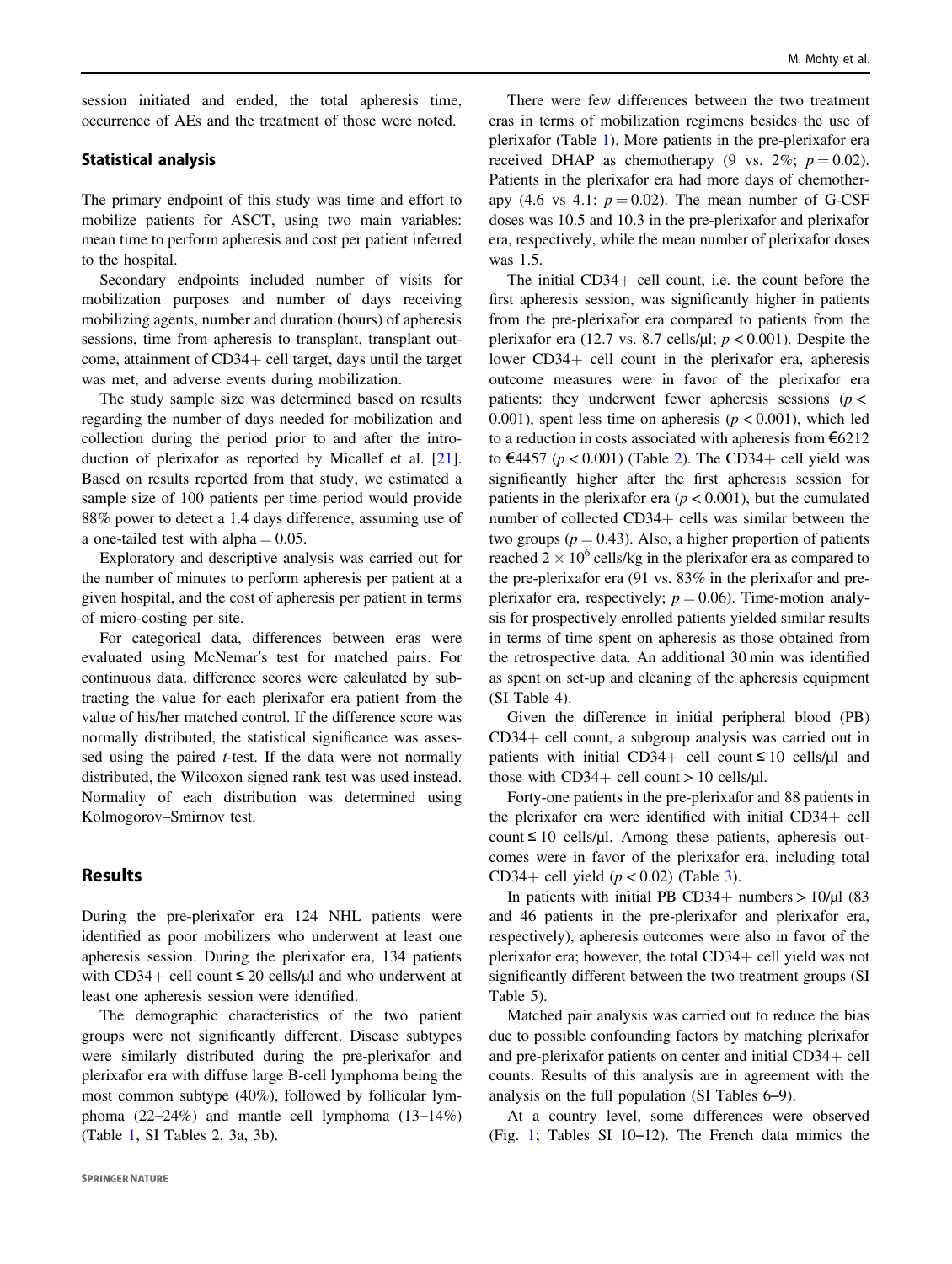session initiated and ended, the total apheresis time, occurrence of AEs and the treatment of those were noted.

### Statistical analysis

The primary endpoint of this study was time and effort to mobilize patients for ASCT, using two main variables: mean time to perform apheresis and cost per patient inferred to the hospital.

Secondary endpoints included number of visits for mobilization purposes and number of days receiving mobilizing agents, number and duration (hours) of apheresis sessions, time from apheresis to transplant, transplant outcome, attainment of CD34+ cell target, days until the target was met, and adverse events during mobilization.

The study sample size was determined based on results regarding the number of days needed for mobilization and collection during the period prior to and after the introduction of plerixafor as reported by Micallef et al. [21]. Based on results reported from that study, we estimated a sample size of 100 patients per time period would provide 88% power to detect a 1.4 days difference, assuming use of a one-tailed test with alpha = 0.05.

Exploratory and descriptive analysis was carried out for the number of minutes to perform apheresis per patient at a given hospital, and the cost of apheresis per patient in terms of micro-costing per site.

For categorical data, differences between eras were evaluated using McNemar's test for matched pairs. For continuous data, difference scores were calculated by subtracting the value for each plerixafor era patient from the value of his/her matched control. If the difference score was normally distributed, the statistical significance was assessed using the paired *t*-test. If the data were not normally distributed, the Wilcoxon signed rank test was used instead. Normality of each distribution was determined using Kolmogorov–Smirnov test.

## Results

During the pre-plerixafor era 124 NHL patients were identified as poor mobilizers who underwent at least one apheresis session. During the plerixafor era, 134 patients with CD34+ cell count ≤ 20 cells/µl and who underwent at least one apheresis session were identified.

The demographic characteristics of the two patient groups were not significantly different. Disease subtypes were similarly distributed during the pre-plerixafor and plerixafor era with diffuse large B-cell lymphoma being the most common subtype (40%), followed by follicular lymphoma (22–24%) and mantle cell lymphoma (13–14%) (Table 1, SI Tables 2, 3a, 3b).

There were few differences between the two treatment eras in terms of mobilization regimens besides the use of plerixafor (Table 1). More patients in the pre-plerixafor era received DHAP as chemotherapy (9 vs. 2%; $p = 0.02$). Patients in the plerixafor era had more days of chemotherapy (4.6 vs 4.1; $p = 0.02$). The mean number of G-CSF doses was 10.5 and 10.3 in the pre-plerixafor and plerixafor era, respectively, while the mean number of plerixafor doses was 1.5.

The initial CD34+ cell count, i.e. the count before the first apheresis session, was significantly higher in patients from the pre-plerixafor era compared to patients from the plerixafor era (12.7 vs. 8.7 cells/µl; $p < 0.001$). Despite the lower CD34+ cell count in the plerixafor era, apheresis outcome measures were in favor of the plerixafor era patients: they underwent fewer apheresis sessions ($p < 0.001$), spent less time on apheresis ($p < 0.001$), which led to a reduction in costs associated with apheresis from €6212 to €4457 ($p < 0.001$) (Table 2). The CD34+ cell yield was significantly higher after the first apheresis session for patients in the plerixafor era ($p < 0.001$), but the cumulated number of collected CD34+ cells was similar between the two groups ($p = 0.43$). Also, a higher proportion of patients reached $2 \times 10^6$ cells/kg in the plerixafor era as compared to the pre-plerixafor era (91 vs. 83% in the plerixafor and pre-plerixafor era, respectively; $p = 0.06$). Time-motion analysis for prospectively enrolled patients yielded similar results in terms of time spent on apheresis as those obtained from the retrospective data. An additional 30 min was identified as spent on set-up and cleaning of the apheresis equipment (SI Table 4).

Given the difference in initial peripheral blood (PB) CD34+ cell count, a subgroup analysis was carried out in patients with initial CD34+ cell count ≤ 10 cells/µl and those with CD34+ cell count > 10 cells/µl.

Forty-one patients in the pre-plerixafor and 88 patients in the plerixafor era were identified with initial CD34+ cell count ≤ 10 cells/µl. Among these patients, apheresis outcomes were in favor of the plerixafor era, including total CD34+ cell yield ($p < 0.02$) (Table 3).

In patients with initial PB CD34+ numbers > 10/µl (83 and 46 patients in the pre-plerixafor and plerixafor era, respectively), apheresis outcomes were also in favor of the plerixafor era; however, the total CD34+ cell yield was not significantly different between the two treatment groups (SI Table 5).

Matched pair analysis was carried out to reduce the bias due to possible confounding factors by matching plerixafor and pre-plerixafor patients on center and initial CD34+ cell counts. Results of this analysis are in agreement with the analysis on the full population (SI Tables 6–9).

At a country level, some differences were observed (Fig. 1; Tables SI 10–12). The French data mimics the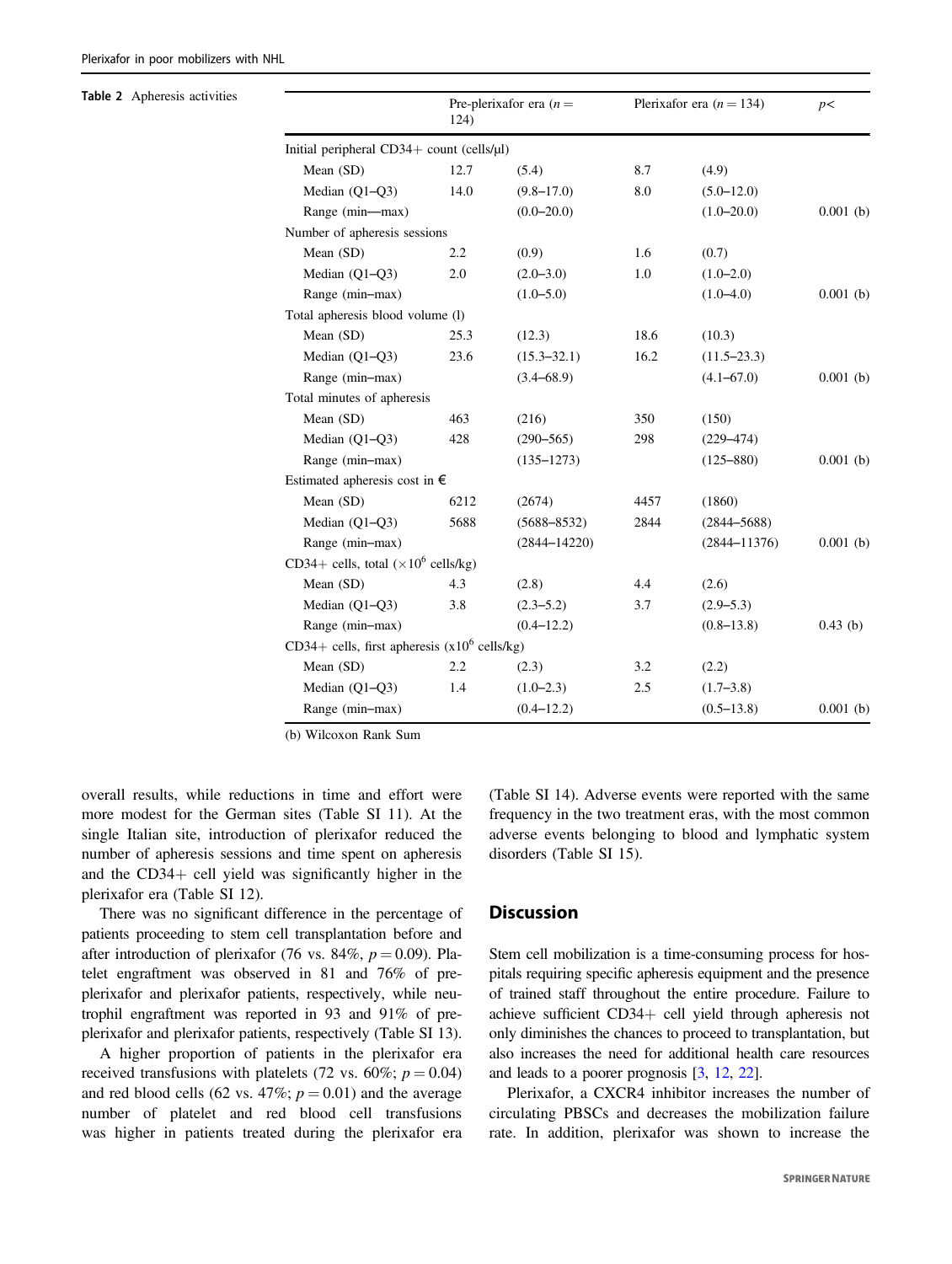**Table 2** Apheresis activities

| | Pre-plerixafor era ($n = 124$) | | Plerixafor era ($n = 134$) | | $p<$ |
|---|---|---|---|---|---|
| Initial peripheral CD34+ count (cells/μl) | | | | | |
| Mean (SD) | 12.7 | (5.4) | 8.7 | (4.9) | |
| Median (Q1–Q3) | 14.0 | (9.8–17.0) | 8.0 | (5.0–12.0) | |
| Range (min—max) | | (0.0–20.0) | | (1.0–20.0) | 0.001 (b) |
| Number of apheresis sessions | | | | | |
| Mean (SD) | 2.2 | (0.9) | 1.6 | (0.7) | |
| Median (Q1–Q3) | 2.0 | (2.0–3.0) | 1.0 | (1.0–2.0) | |
| Range (min–max) | | (1.0–5.0) | | (1.0–4.0) | 0.001 (b) |
| Total apheresis blood volume (l) | | | | | |
| Mean (SD) | 25.3 | (12.3) | 18.6 | (10.3) | |
| Median (Q1–Q3) | 23.6 | (15.3–32.1) | 16.2 | (11.5–23.3) | |
| Range (min–max) | | (3.4–68.9) | | (4.1–67.0) | 0.001 (b) |
| Total minutes of apheresis | | | | | |
| Mean (SD) | 463 | (216) | 350 | (150) | |
| Median (Q1–Q3) | 428 | (290–565) | 298 | (229–474) | |
| Range (min–max) | | (135–1273) | | (125–880) | 0.001 (b) |
| Estimated apheresis cost in € | | | | | |
| Mean (SD) | 6212 | (2674) | 4457 | (1860) | |
| Median (Q1–Q3) | 5688 | (5688–8532) | 2844 | (2844–5688) | |
| Range (min–max) | | (2844–14220) | | (2844–11376) | 0.001 (b) |
| CD34+ cells, total ($\times 10^6$ cells/kg) | | | | | |
| Mean (SD) | 4.3 | (2.8) | 4.4 | (2.6) | |
| Median (Q1–Q3) | 3.8 | (2.3–5.2) | 3.7 | (2.9–5.3) | |
| Range (min–max) | | (0.4–12.2) | | (0.8–13.8) | 0.43 (b) |
| CD34+ cells, first apheresis ($x10^6$ cells/kg) | | | | | |
| Mean (SD) | 2.2 | (2.3) | 3.2 | (2.2) | |
| Median (Q1–Q3) | 1.4 | (1.0–2.3) | 2.5 | (1.7–3.8) | |
| Range (min–max) | | (0.4–12.2) | | (0.5–13.8) | 0.001 (b) |

(b) Wilcoxon Rank Sum

overall results, while reductions in time and effort were more modest for the German sites (Table SI 11). At the single Italian site, introduction of plerixafor reduced the number of apheresis sessions and time spent on apheresis and the CD34+ cell yield was significantly higher in the plerixafor era (Table SI 12).

There was no significant difference in the percentage of patients proceeding to stem cell transplantation before and after introduction of plerixafor (76 vs. 84%, $p = 0.09$). Platelet engraftment was observed in 81 and 76% of pre-plerixafor and plerixafor patients, respectively, while neutrophil engraftment was reported in 93 and 91% of pre-plerixafor and plerixafor patients, respectively (Table SI 13).

A higher proportion of patients in the plerixafor era received transfusions with platelets (72 vs. 60%; $p = 0.04$) and red blood cells (62 vs. 47%; $p = 0.01$) and the average number of platelet and red blood cell transfusions was higher in patients treated during the plerixafor era (Table SI 14). Adverse events were reported with the same frequency in the two treatment eras, with the most common adverse events belonging to blood and lymphatic system disorders (Table SI 15).

## Discussion

Stem cell mobilization is a time-consuming process for hospitals requiring specific apheresis equipment and the presence of trained staff throughout the entire procedure. Failure to achieve sufficient CD34+ cell yield through apheresis not only diminishes the chances to proceed to transplantation, but also increases the need for additional health care resources and leads to a poorer prognosis [3, 12, 22].

Plerixafor, a CXCR4 inhibitor increases the number of circulating PBSCs and decreases the mobilization failure rate. In addition, plerixafor was shown to increase the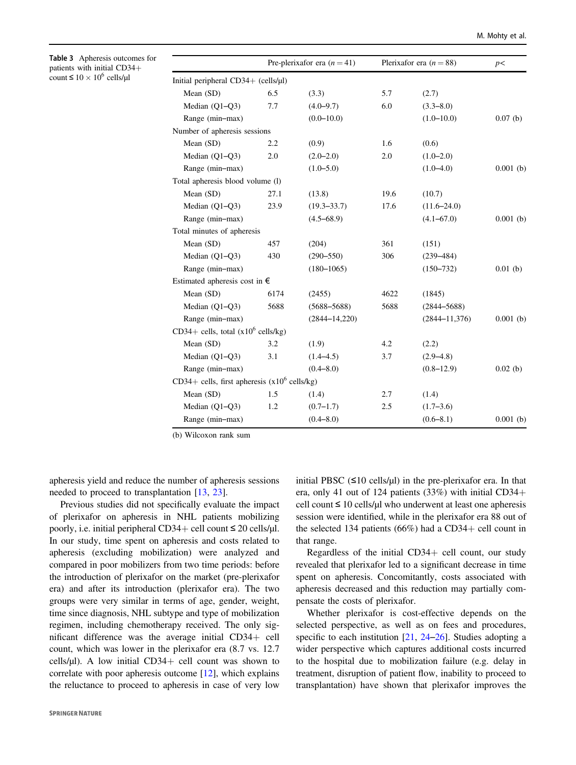**Table 3** Apheresis outcomes for patients with initial CD34+ count ≤ 10 × $10^6$ cells/μl

| | Pre-plerixafor era ($n = 41$) | | Plerixafor era ($n = 88$) | | $p<$ |
|---|---|---|---|---|---|
| Initial peripheral CD34+ (cells/μl) | | | | | |
| Mean (SD) | 6.5 | (3.3) | 5.7 | (2.7) | |
| Median (Q1–Q3) | 7.7 | (4.0–9.7) | 6.0 | (3.3–8.0) | |
| Range (min–max) | | (0.0–10.0) | | (1.0–10.0) | 0.07 (b) |
| Number of apheresis sessions | | | | | |
| Mean (SD) | 2.2 | (0.9) | 1.6 | (0.6) | |
| Median (Q1–Q3) | 2.0 | (2.0–2.0) | 2.0 | (1.0–2.0) | |
| Range (min–max) | | (1.0–5.0) | | (1.0–4.0) | 0.001 (b) |
| Total apheresis blood volume (l) | | | | | |
| Mean (SD) | 27.1 | (13.8) | 19.6 | (10.7) | |
| Median (Q1–Q3) | 23.9 | (19.3–33.7) | 17.6 | (11.6–24.0) | |
| Range (min–max) | | (4.5–68.9) | | (4.1–67.0) | 0.001 (b) |
| Total minutes of apheresis | | | | | |
| Mean (SD) | 457 | (204) | 361 | (151) | |
| Median (Q1–Q3) | 430 | (290–550) | 306 | (239–484) | |
| Range (min–max) | | (180–1065) | | (150–732) | 0.01 (b) |
| Estimated apheresis cost in € | | | | | |
| Mean (SD) | 6174 | (2455) | 4622 | (1845) | |
| Median (Q1–Q3) | 5688 | (5688–5688) | 5688 | (2844–5688) | |
| Range (min–max) | | (2844–14,220) | | (2844–11,376) | 0.001 (b) |
| CD34+ cells, total (x$10^6$ cells/kg) | | | | | |
| Mean (SD) | 3.2 | (1.9) | 4.2 | (2.2) | |
| Median (Q1–Q3) | 3.1 | (1.4–4.5) | 3.7 | (2.9–4.8) | |
| Range (min–max) | | (0.4–8.0) | | (0.8–12.9) | 0.02 (b) |
| CD34+ cells, first apheresis (x$10^6$ cells/kg) | | | | | |
| Mean (SD) | 1.5 | (1.4) | 2.7 | (1.4) | |
| Median (Q1–Q3) | 1.2 | (0.7–1.7) | 2.5 | (1.7–3.6) | |
| Range (min–max) | | (0.4–8.0) | | (0.6–8.1) | 0.001 (b) |

(b) Wilcoxon rank sum

apheresis yield and reduce the number of apheresis sessions needed to proceed to transplantation [13, 23].

Previous studies did not specifically evaluate the impact of plerixafor on apheresis in NHL patients mobilizing poorly, i.e. initial peripheral CD34+ cell count ≤ 20 cells/μl. In our study, time spent on apheresis and costs related to apheresis (excluding mobilization) were analyzed and compared in poor mobilizers from two time periods: before the introduction of plerixafor on the market (pre-plerixafor era) and after its introduction (plerixafor era). The two groups were very similar in terms of age, gender, weight, time since diagnosis, NHL subtype and type of mobilization regimen, including chemotherapy received. The only significant difference was the average initial CD34+ cell count, which was lower in the plerixafor era (8.7 vs. 12.7 cells/μl). A low initial CD34+ cell count was shown to correlate with poor apheresis outcome [12], which explains the reluctance to proceed to apheresis in case of very low initial PBSC (≤10 cells/μl) in the pre-plerixafor era. In that era, only 41 out of 124 patients (33%) with initial CD34+ cell count ≤ 10 cells/μl who underwent at least one apheresis session were identified, while in the plerixafor era 88 out of the selected 134 patients (66%) had a CD34+ cell count in that range.

Regardless of the initial CD34+ cell count, our study revealed that plerixafor led to a significant decrease in time spent on apheresis. Concomitantly, costs associated with apheresis decreased and this reduction may partially compensate the costs of plerixafor.

Whether plerixafor is cost-effective depends on the selected perspective, as well as on fees and procedures, specific to each institution [21, 24–26]. Studies adopting a wider perspective which captures additional costs incurred to the hospital due to mobilization failure (e.g. delay in treatment, disruption of patient flow, inability to proceed to transplantation) have shown that plerixafor improves the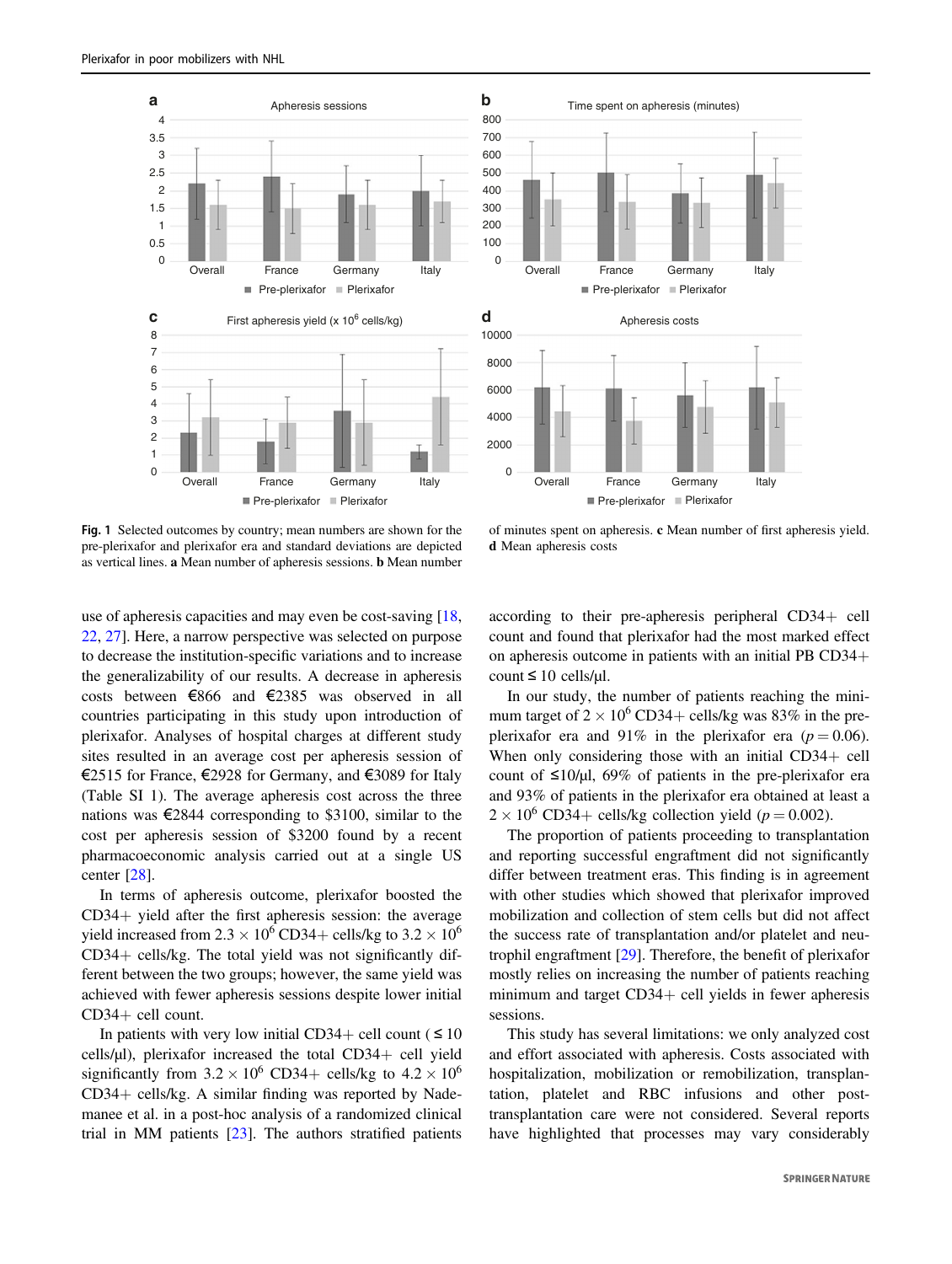**Fig. 1** Selected outcomes by country; mean numbers are shown for the pre-plerixafor era and plerixafor era and standard deviations are depicted as vertical lines. **a** Mean number of apheresis sessions. **b** Mean number of minutes spent on apheresis. **c** Mean number of first apheresis yield. **d** Mean apheresis costs

use of apheresis capacities and may even be cost-saving [18, 22, 27]. Here, a narrow perspective was selected on purpose to decrease the institution-specific variations and to increase the generalizability of our results. A decrease in apheresis costs between €866 and €2385 was observed in all countries participating in this study upon introduction of plerixafor. Analyses of hospital charges at different study sites resulted in an average cost per apheresis session of €2515 for France, €2928 for Germany, and €3089 for Italy (Table SI 1). The average apheresis cost across the three nations was €2844 corresponding to \$3100, similar to the cost per apheresis session of \$3200 found by a recent pharmacoeconomic analysis carried out at a single US center [28].

In terms of apheresis outcome, plerixafor boosted the CD34+ yield after the first apheresis session: the average yield increased from $2.3 \times 10^6$ CD34+ cells/kg to $3.2 \times 10^6$ CD34+ cells/kg. The total yield was not significantly different between the two groups; however, the same yield was achieved with fewer apheresis sessions despite lower initial CD34+ cell count.

In patients with very low initial CD34+ cell count ( ≤ 10 cells/µl), plerixafor increased the total CD34+ cell yield significantly from $3.2 \times 10^6$ CD34+ cells/kg to $4.2 \times 10^6$ CD34+ cells/kg. A similar finding was reported by Nademanee et al. in a post-hoc analysis of a randomized clinical trial in MM patients [23]. The authors stratified patients according to their pre-apheresis peripheral CD34+ cell count and found that plerixafor had the most marked effect on apheresis outcome in patients with an initial PB CD34+ count ≤ 10 cells/µl.

In our study, the number of patients reaching the minimum target of $2 \times 10^6$ CD34+ cells/kg was 83% in the pre-plerixafor era and 91% in the plerixafor era ($p = 0.06$). When only considering those with an initial CD34+ cell count of ≤10/µl, 69% of patients in the pre-plerixafor era and 93% of patients in the plerixafor era obtained at least a $2 \times 10^6$ CD34+ cells/kg collection yield ($p = 0.002$).

The proportion of patients proceeding to transplantation and reporting successful engraftment did not significantly differ between treatment eras. This finding is in agreement with other studies which showed that plerixafor improved mobilization and collection of stem cells but did not affect the success rate of transplantation and/or platelet and neutrophil engraftment [29]. Therefore, the benefit of plerixafor mostly relies on increasing the number of patients reaching minimum and target CD34+ cell yields in fewer apheresis sessions.

This study has several limitations: we only analyzed cost and effort associated with apheresis. Costs associated with hospitalization, mobilization or remobilization, transplantation, platelet and RBC infusions and other post-transplantation care were not considered. Several reports have highlighted that processes may vary considerably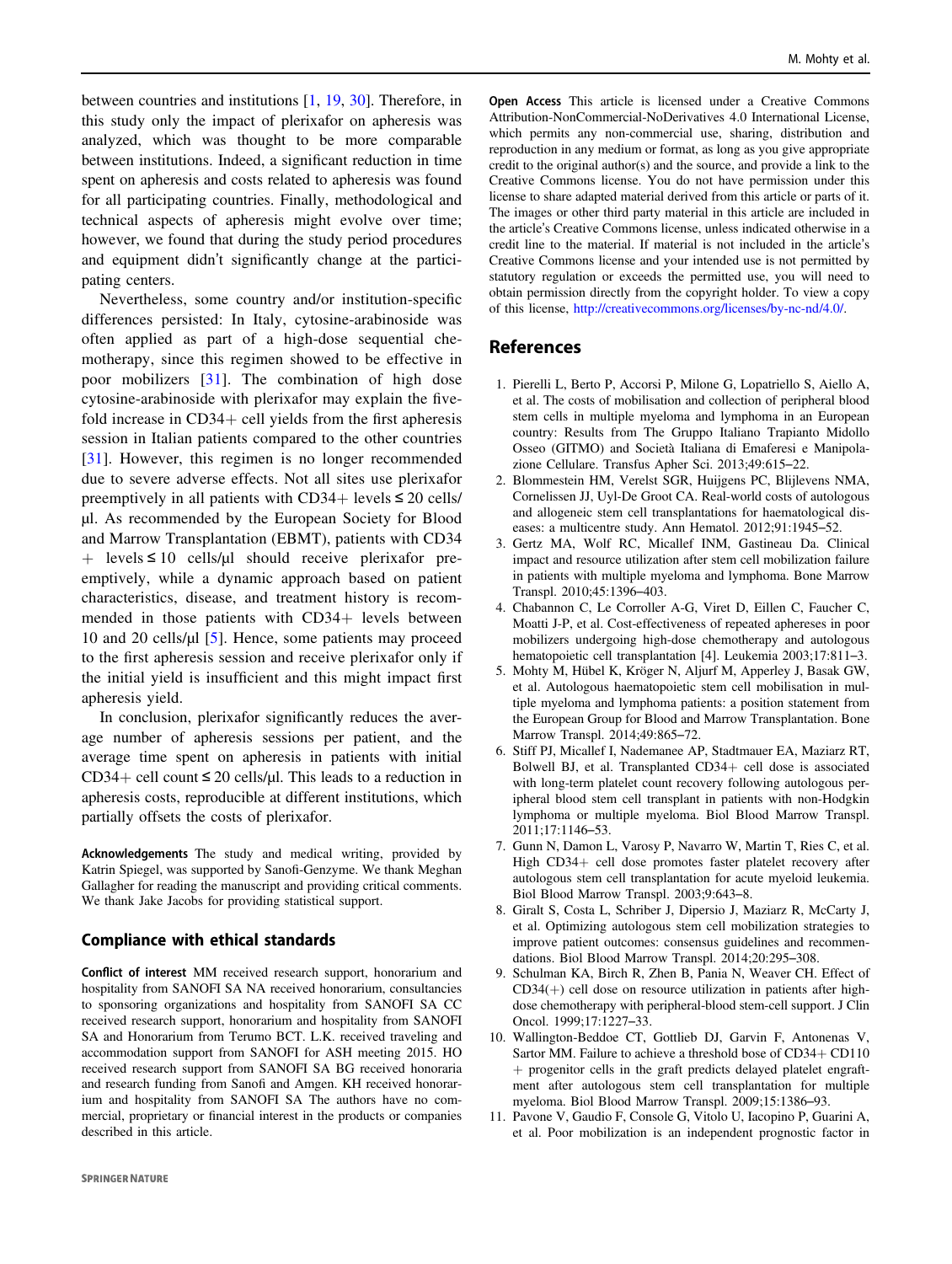between countries and institutions [1, 19, 30]. Therefore, in this study only the impact of plerixafor on apheresis was analyzed, which was thought to be more comparable between institutions. Indeed, a significant reduction in time spent on apheresis and costs related to apheresis was found for all participating countries. Finally, methodological and technical aspects of apheresis might evolve over time; however, we found that during the study period procedures and equipment didn't significantly change at the participating centers.

Nevertheless, some country and/or institution-specific differences persisted: In Italy, cytosine-arabinoside was often applied as part of a high-dose sequential chemotherapy, since this regimen showed to be effective in poor mobilizers [31]. The combination of high dose cytosine-arabinoside with plerixafor may explain the five-fold increase in CD34+ cell yields from the first apheresis session in Italian patients compared to the other countries [31]. However, this regimen is no longer recommended due to severe adverse effects. Not all sites use plerixafor preemptively in all patients with CD34+ levels ≤ 20 cells/µl. As recommended by the European Society for Blood and Marrow Transplantation (EBMT), patients with CD34+ levels ≤ 10 cells/µl should receive plerixafor preemptively, while a dynamic approach based on patient characteristics, disease, and treatment history is recommended in those patients with CD34+ levels between 10 and 20 cells/µl [5]. Hence, some patients may proceed to the first apheresis session and receive plerixafor only if the initial yield is insufficient and this might impact first apheresis yield.

In conclusion, plerixafor significantly reduces the average number of apheresis sessions per patient, and the average time spent on apheresis in patients with initial CD34+ cell count ≤ 20 cells/µl. This leads to a reduction in apheresis costs, reproducible at different institutions, which partially offsets the costs of plerixafor.

**Acknowledgements** The study and medical writing, provided by Katrin Spiegel, was supported by Sanofi-Genzyme. We thank Meghan Gallagher for reading the manuscript and providing critical comments. We thank Jake Jacobs for providing statistical support.

## Compliance with ethical standards

**Conflict of interest** MM received research support, honorarium and hospitality from SANOFI SA NA received honorarium, consultancies to sponsoring organizations and hospitality from SANOFI SA CC received research support, honorarium and hospitality from SANOFI SA and Honorarium from Terumo BCT. L.K. received traveling and accommodation support from SANOFI for ASH meeting 2015. HO received research support from SANOFI SA BG received honoraria and research funding from Sanofi and Amgen. KH received honorarium and hospitality from SANOFI SA The authors have no commercial, proprietary or financial interest in the products or companies described in this article.

**Open Access** This article is licensed under a Creative Commons Attribution-NonCommercial-NoDerivatives 4.0 International License, which permits any non-commercial use, sharing, distribution and reproduction in any medium or format, as long as you give appropriate credit to the original author(s) and the source, and provide a link to the Creative Commons license. You do not have permission under this license to share adapted material derived from this article or parts of it. The images or other third party material in this article are included in the article's Creative Commons license, unless indicated otherwise in a credit line to the material. If material is not included in the article's Creative Commons license and your intended use is not permitted by statutory regulation or exceeds the permitted use, you will need to obtain permission directly from the copyright holder. To view a copy of this license, http://creativecommons.org/licenses/by-nc-nd/4.0/.

## References

1. Pierelli L, Berto P, Accorsi P, Milone G, Lopatriello S, Aiello A, et al. The costs of mobilisation and collection of peripheral blood stem cells in multiple myeloma and lymphoma in an European country: Results from The Gruppo Italiano Trapianto Midollo Osseo (GITMO) and Società Italiana di Emaferesi e Manipolazione Cellulare. Transfus Apher Sci. 2013;49:615–22.
2. Blommestein HM, Verelst SGR, Huijgens PC, Blijlevens NMA, Cornelissen JJ, Uyl-De Groot CA. Real-world costs of autologous and allogeneic stem cell transplantations for haematological diseases: a multicentre study. Ann Hematol. 2012;91:1945–52.
3. Gertz MA, Wolf RC, Micallef INM, Gastineau Da. Clinical impact and resource utilization after stem cell mobilization failure in patients with multiple myeloma and lymphoma. Bone Marrow Transpl. 2010;45:1396–403.
4. Chabannon C, Le Corroller A-G, Viret D, Eillen C, Faucher C, Moatti J-P, et al. Cost-effectiveness of repeated aphereses in poor mobilizers undergoing high-dose chemotherapy and autologous hematopoietic cell transplantation [4]. Leukemia 2003;17:811–3.
5. Mohty M, Hübel K, Kröger N, Aljurf M, Apperley J, Basak GW, et al. Autologous haematopoietic stem cell mobilisation in multiple myeloma and lymphoma patients: a position statement from the European Group for Blood and Marrow Transplantation. Bone Marrow Transpl. 2014;49:865–72.
6. Stiff PJ, Micallef I, Nademanee AP, Stadtmauer EA, Maziarz RT, Bolwell BJ, et al. Transplanted CD34+ cell dose is associated with long-term platelet count recovery following autologous peripheral blood stem cell transplant in patients with non-Hodgkin lymphoma or multiple myeloma. Biol Blood Marrow Transpl. 2011;17:1146–53.
7. Gunn N, Damon L, Varosy P, Navarro W, Martin T, Ries C, et al. High CD34+ cell dose promotes faster platelet recovery after autologous stem cell transplantation for acute myeloid leukemia. Biol Blood Marrow Transpl. 2003;9:643–8.
8. Giralt S, Costa L, Schriber J, Dipersio J, Maziarz R, McCarty J, et al. Optimizing autologous stem cell mobilization strategies to improve patient outcomes: consensus guidelines and recommendations. Biol Blood Marrow Transpl. 2014;20:295–308.
9. Schulman KA, Birch R, Zhen B, Pania N, Weaver CH. Effect of CD34(+) cell dose on resource utilization in patients after high-dose chemotherapy with peripheral-blood stem-cell support. J Clin Oncol. 1999;17:1227–33.
10. Wallington-Beddoe CT, Gottlieb DJ, Garvin F, Antonenas V, Sartor MM. Failure to achieve a threshold bose of CD34+ CD110+ progenitor cells in the graft predicts delayed platelet engraftment after autologous stem cell transplantation for multiple myeloma. Biol Blood Marrow Transpl. 2009;15:1386–93.
11. Pavone V, Gaudio F, Console G, Vitolo U, Iacopino P, Guarini A, et al. Poor mobilization is an independent prognostic factor in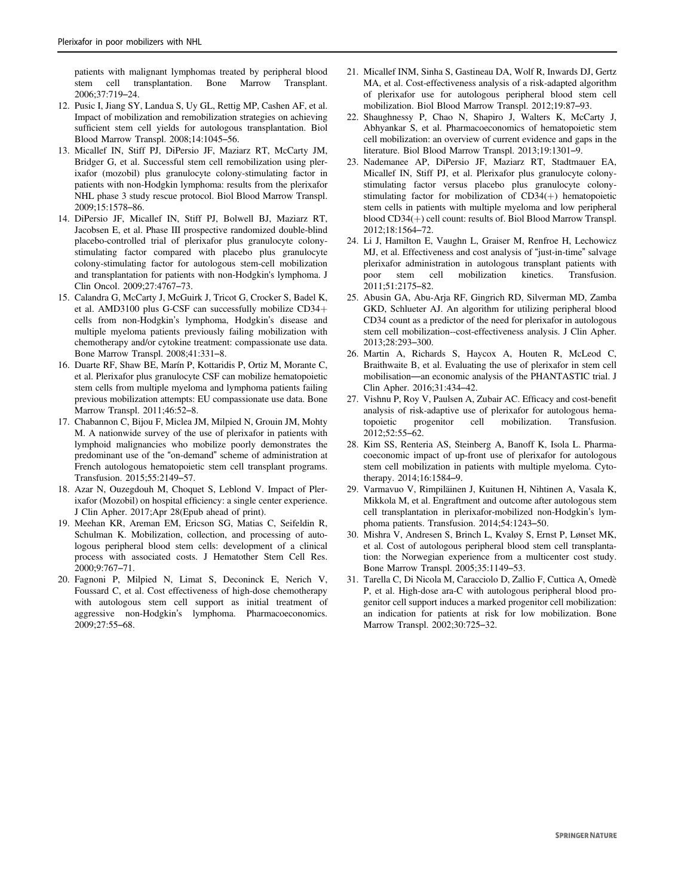patients with malignant lymphomas treated by peripheral blood stem cell transplantation. Bone Marrow Transplant. 2006;37:719–24.

12. Pusic I, Jiang SY, Landua S, Uy GL, Rettig MP, Cashen AF, et al. Impact of mobilization and remobilization strategies on achieving sufficient stem cell yields for autologous transplantation. Biol Blood Marrow Transpl. 2008;14:1045–56.
13. Micallef IN, Stiff PJ, DiPersio JF, Maziarz RT, McCarty JM, Bridger G, et al. Successful stem cell remobilization using plerixafor (mozobil) plus granulocyte colony-stimulating factor in patients with non-Hodgkin lymphoma: results from the plerixafor NHL phase 3 study rescue protocol. Biol Blood Marrow Transpl. 2009;15:1578–86.
14. DiPersio JF, Micallef IN, Stiff PJ, Bolwell BJ, Maziarz RT, Jacobsen E, et al. Phase III prospective randomized double-blind placebo-controlled trial of plerixafor plus granulocyte colony-stimulating factor compared with placebo plus granulocyte colony-stimulating factor for autologous stem-cell mobilization and transplantation for patients with non-Hodgkin's lymphoma. J Clin Oncol. 2009;27:4767–73.
15. Calandra G, McCarty J, McGuirk J, Tricot G, Crocker S, Badel K, et al. AMD3100 plus G-CSF can successfully mobilize CD34+ cells from non-Hodgkin's lymphoma, Hodgkin's disease and multiple myeloma patients previously failing mobilization with chemotherapy and/or cytokine treatment: compassionate use data. Bone Marrow Transpl. 2008;41:331–8.
16. Duarte RF, Shaw BE, Marín P, Kottaridis P, Ortiz M, Morante C, et al. Plerixafor plus granulocyte CSF can mobilize hematopoietic stem cells from multiple myeloma and lymphoma patients failing previous mobilization attempts: EU compassionate use data. Bone Marrow Transpl. 2011;46:52–8.
17. Chabannon C, Bijou F, Miclea JM, Milpied N, Grouin JM, Mohty M. A nationwide survey of the use of plerixafor in patients with lymphoid malignancies who mobilize poorly demonstrates the predominant use of the "on-demand" scheme of administration at French autologous hematopoietic stem cell transplant programs. Transfusion. 2015;55:2149–57.
18. Azar N, Ouzegdouh M, Choquet S, Leblond V. Impact of Plerixafor (Mozobil) on hospital efficiency: a single center experience. J Clin Apher. 2017;Apr 28(Epub ahead of print).
19. Meehan KR, Areman EM, Ericson SG, Matias C, Seifeldin R, Schulman K. Mobilization, collection, and processing of autologous peripheral blood stem cells: development of a clinical process with associated costs. J Hematother Stem Cell Res. 2000;9:767–71.
20. Fagnoni P, Milpied N, Limat S, Deconinck E, Nerich V, Foussard C, et al. Cost effectiveness of high-dose chemotherapy with autologous stem cell support as initial treatment of aggressive non-Hodgkin's lymphoma. Pharmacoeconomics. 2009;27:55–68.
21. Micallef INM, Sinha S, Gastineau DA, Wolf R, Inwards DJ, Gertz MA, et al. Cost-effectiveness analysis of a risk-adapted algorithm of plerixafor use for autologous peripheral blood stem cell mobilization. Biol Blood Marrow Transpl. 2012;19:87–93.
22. Shaughnessy P, Chao N, Shapiro J, Walters K, McCarty J, Abhyankar S, et al. Pharmacoeconomics of hematopoietic stem cell mobilization: an overview of current evidence and gaps in the literature. Biol Blood Marrow Transpl. 2013;19:1301–9.
23. Nademanee AP, DiPersio JF, Maziarz RT, Stadtmauer EA, Micallef IN, Stiff PJ, et al. Plerixafor plus granulocyte colony-stimulating factor versus placebo plus granulocyte colony-stimulating factor for mobilization of CD34(+) hematopoietic stem cells in patients with multiple myeloma and low peripheral blood CD34(+) cell count: results of. Biol Blood Marrow Transpl. 2012;18:1564–72.
24. Li J, Hamilton E, Vaughn L, Graiser M, Renfroe H, Lechowicz MJ, et al. Effectiveness and cost analysis of "just-in-time" salvage plerixafor administration in autologous transplant patients with poor stem cell mobilization kinetics. Transfusion. 2011;51:2175–82.
25. Abusin GA, Abu-Arja RF, Gingrich RD, Silverman MD, Zamba GKD, Schlueter AJ. An algorithm for utilizing peripheral blood CD34 count as a predictor of the need for plerixafor in autologous stem cell mobilization--cost-effectiveness analysis. J Clin Apher. 2013;28:293–300.
26. Martin A, Richards S, Haycox A, Houten R, McLeod C, Braithwaite B, et al. Evaluating the use of plerixafor in stem cell mobilisation—an economic analysis of the PHANTASTIC trial. J Clin Apher. 2016;31:434–42.
27. Vishnu P, Roy V, Paulsen A, Zubair AC. Efficacy and cost-benefit analysis of risk-adaptive use of plerixafor for autologous hematopoietic progenitor cell mobilization. Transfusion. 2012;52:55–62.
28. Kim SS, Renteria AS, Steinberg A, Banoff K, Isola L. Pharmacoeconomic impact of up-front use of plerixafor for autologous stem cell mobilization in patients with multiple myeloma. Cytotherapy. 2014;16:1584–9.
29. Varmavuo V, Rimpiläinen J, Kuitunen H, Nihtinen A, Vasala K, Mikkola M, et al. Engraftment and outcome after autologous stem cell transplantation in plerixafor-mobilized non-Hodgkin's lymphoma patients. Transfusion. 2014;54:1243–50.
30. Mishra V, Andresen S, Brinch L, Kvaløy S, Ernst P, Lønset MK, et al. Cost of autologous peripheral blood stem cell transplantation: the Norwegian experience from a multicenter cost study. Bone Marrow Transpl. 2005;35:1149–53.
31. Tarella C, Di Nicola M, Caracciolo D, Zallio F, Cuttica A, Omedè P, et al. High-dose ara-C with autologous peripheral blood progenitor cell support induces a marked progenitor cell mobilization: an indication for patients at risk for low mobilization. Bone Marrow Transpl. 2002;30:725–32.